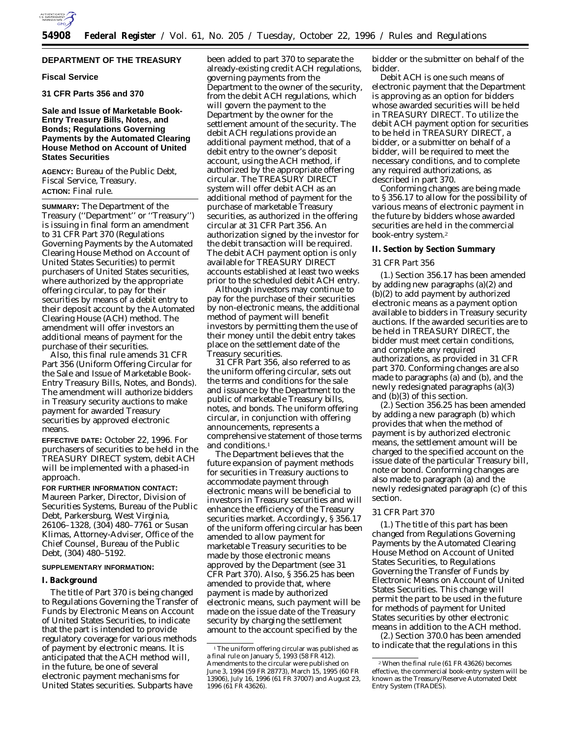# DEPARTMENT OF THE TREASURY

## Fiscal Service

## 31 CFR Parts 356 and 370

## Sale and Issue of Marketable Book-Entry Treasury Bills, Notes, and Bonds; Regulations Governing Payments by the Automated Clearing House Method on Account of United States Securities

**AGENCY:** Bureau of the Public Debt, Fiscal Service, Treasury.

**ACTION:** Final rule.

**SUMMARY:** The Department of the Treasury (''Department'' or ''Treasury'') is issuing in final form an amendment to 31 CFR Part 370 (Regulations Governing Payments by the Automated Clearing House Method on Account of United States Securities) to permit purchasers of United States securities, where authorized by the appropriate offering circular, to pay for their securities by means of a debit entry to their deposit account by the Automated Clearing House (ACH) method. The amendment will offer investors an additional means of payment for the purchase of their securities.

Also, this final rule amends 31 CFR Part 356 (Uniform Offering Circular for the Sale and Issue of Marketable Book-Entry Treasury Bills, Notes, and Bonds). The amendment will authorize bidders in Treasury security auctions to make payment for awarded Treasury securities by approved electronic means.

**EFFECTIVE DATE:** October 22, 1996. For purchasers of securities to be held in the TREASURY DIRECT system, debit ACH will be implemented with a phased-in approach.

**FOR FURTHER INFORMATION CONTACT:** Maureen Parker, Director, Division of Securities Systems, Bureau of the Public Debt, Parkersburg, West Virginia, 26106–1328, (304) 480–7761 or Susan Klimas, Attorney-Adviser, Office of the Chief Counsel, Bureau of the Public Debt, (304) 480–5192.

**SUPPLEMENTARY INFORMATION:**

### I. Background

The title of Part 370 is being changed to Regulations Governing the Transfer of Funds by Electronic Means on Account of United States Securities, to indicate that the part is intended to provide regulatory coverage for various methods of payment by electronic means. It is anticipated that the ACH method will, in the future, be one of several electronic payment mechanisms for United States securities. Subparts have been added to part 370 to separate the already-existing credit ACH regulations, governing payments from the Department to the owner of the security, from the debit ACH regulations, which will govern the payment to the Department by the owner for the settlement amount of the security. The debit ACH regulations provide an additional payment method, that of a debit entry to the owner's deposit account, using the ACH method, if authorized by the appropriate offering circular. The TREASURY DIRECT system will offer debit ACH as an additional method of payment for the purchase of marketable Treasury securities, as authorized in the offering circular at 31 CFR Part 356. An authorization signed by the investor for the debit transaction will be required. The debit ACH payment option is only available for TREASURY DIRECT accounts established at least two weeks prior to the scheduled debit ACH entry.

Although investors may continue to pay for the purchase of their securities by non-electronic means, the additional method of payment will benefit investors by permitting them the use of their money until the debit entry takes place on the settlement date of the Treasury securities.

31 CFR Part 356, also referred to as the uniform offering circular, sets out the terms and conditions for the sale and issuance by the Department to the public of marketable Treasury bills, notes, and bonds. The uniform offering circular, in conjunction with offering announcements, represents a comprehensive statement of those terms and conditions.[1]

The Department believes that the future expansion of payment methods for securities in Treasury auctions to accommodate payment through electronic means will be beneficial to investors in Treasury securities and will enhance the efficiency of the Treasury securities market. Accordingly, § 356.17 of the uniform offering circular has been amended to allow payment for marketable Treasury securities to be made by those electronic means approved by the Department (see 31 CFR Part 370). Also, § 356.25 has been amended to provide that, where payment is made by authorized electronic means, such payment will be made on the issue date of the Treasury security by charging the settlement amount to the account specified by the bidder or the submitter on behalf of the bidder.

Debit ACH is one such means of electronic payment that the Department is approving as an option for bidders whose awarded securities will be held in TREASURY DIRECT. To utilize the debit ACH payment option for securities to be held in TREASURY DIRECT, a bidder, or a submitter on behalf of a bidder, will be required to meet the necessary conditions, and to complete any required authorizations, as described in part 370.

Conforming changes are being made to § 356.17 to allow for the possibility of various means of electronic payment in the future by bidders whose awarded securities are held in the commercial book-entry system.[2]

### II. Section by Section Summary

*31 CFR Part 356*

(1.) Section 356.17 has been amended by adding new paragraphs (a)(2) and (b)(2) to add payment by authorized electronic means as a payment option available to bidders in Treasury security auctions. If the awarded securities are to be held in TREASURY DIRECT, the bidder must meet certain conditions, and complete any required authorizations, as provided in 31 CFR part 370. Conforming changes are also made to paragraphs (a) and (b), and the newly redesignated paragraphs (a)(3) and (b)(3) of this section.

(2.) Section 356.25 has been amended by adding a new paragraph (b) which provides that when the method of payment is by authorized electronic means, the settlement amount will be charged to the specified account on the issue date of the particular Treasury bill, note or bond. Conforming changes are also made to paragraph (a) and the newly redesignated paragraph (c) of this section.

*31 CFR Part 370*

(1.) The title of this part has been changed from Regulations Governing Payments by the Automated Clearing House Method on Account of United States Securities, to Regulations Governing the Transfer of Funds by Electronic Means on Account of United States Securities. This change will permit the part to be used in the future for methods of payment for United States securities by other electronic means in addition to the ACH method.

(2.) Section 370.0 has been amended to indicate that the regulations in this

---

[1] The uniform offering circular was published as a final rule on January 5, 1993 (58 FR 412). Amendments to the circular were published on June 3, 1994 (59 FR 28773), March 15, 1995 (60 FR 13906), July 16, 1996 (61 FR 37007) and August 23, 1996 (61 FR 43626).

[2] When the final rule (61 FR 43626) becomes effective, the commercial book-entry system will be known as the Treasury/Reserve Automated Debt Entry System (TRADES).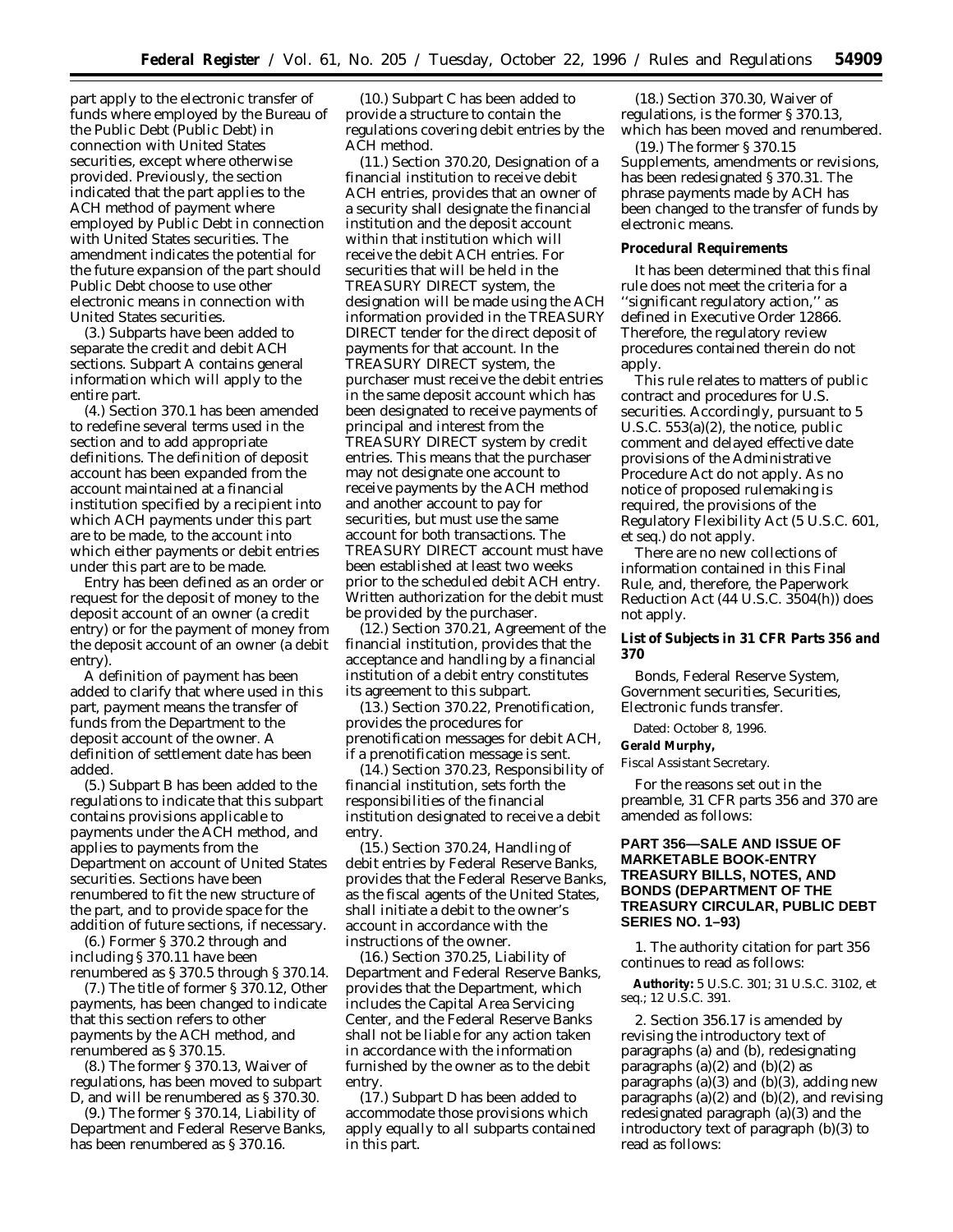part apply to the electronic transfer of funds where employed by the Bureau of the Public Debt (Public Debt) in connection with United States securities, except where otherwise provided. Previously, the section indicated that the part applies to the ACH method of payment where employed by Public Debt in connection with United States securities. The amendment indicates the potential for the future expansion of the part should Public Debt choose to use other electronic means in connection with United States securities.

(3.) Subparts have been added to separate the credit and debit ACH sections. Subpart A contains general information which will apply to the entire part.

(4.) Section 370.1 has been amended to redefine several terms used in the section and to add appropriate definitions. The definition of deposit account has been expanded from the account maintained at a financial institution specified by a recipient into which ACH payments under this part are to be made, to the account into which either payments or debit entries under this part are to be made.

Entry has been defined as an order or request for the deposit of money to the deposit account of an owner (a credit entry) or for the payment of money from the deposit account of an owner (a debit entry).

A definition of payment has been added to clarify that where used in this part, payment means the transfer of funds from the Department to the deposit account of the owner. A definition of settlement date has been added.

(5.) Subpart B has been added to the regulations to indicate that this subpart contains provisions applicable to payments under the ACH method, and applies to payments from the Department on account of United States securities. Sections have been renumbered to fit the new structure of the part, and to provide space for the addition of future sections, if necessary.

(6.) Former § 370.2 through and including § 370.11 have been renumbered as § 370.5 through § 370.14.

(7.) The title of former § 370.12, Other payments, has been changed to indicate that this section refers to other payments by the ACH method, and renumbered as § 370.15.

(8.) The former § 370.13, Waiver of regulations, has been moved to subpart D, and will be renumbered as § 370.30.

(9.) The former § 370.14, Liability of Department and Federal Reserve Banks, has been renumbered as § 370.16.

(10.) Subpart C has been added to provide a structure to contain the regulations covering debit entries by the ACH method.

(11.) Section 370.20, Designation of a financial institution to receive debit ACH entries, provides that an owner of a security shall designate the financial institution and the deposit account within that institution which will receive the debit ACH entries. For securities that will be held in the TREASURY DIRECT system, the designation will be made using the ACH information provided in the TREASURY DIRECT tender for the direct deposit of payments for that account. In the TREASURY DIRECT system, the purchaser must receive the debit entries in the same deposit account which has been designated to receive payments of principal and interest from the TREASURY DIRECT system by credit entries. This means that the purchaser may not designate one account to receive payments by the ACH method and another account to pay for securities, but must use the same account for both transactions. The TREASURY DIRECT account must have been established at least two weeks prior to the scheduled debit ACH entry. Written authorization for the debit must be provided by the purchaser.

(12.) Section 370.21, Agreement of the financial institution, provides that the acceptance and handling by a financial institution of a debit entry constitutes its agreement to this subpart.

(13.) Section 370.22, Prenotification, provides the procedures for prenotification messages for debit ACH, if a prenotification message is sent.

(14.) Section 370.23, Responsibility of financial institution, sets forth the responsibilities of the financial institution designated to receive a debit entry.

(15.) Section 370.24, Handling of debit entries by Federal Reserve Banks, provides that the Federal Reserve Banks, as the fiscal agents of the United States, shall initiate a debit to the owner's account in accordance with the instructions of the owner.

(16.) Section 370.25, Liability of Department and Federal Reserve Banks, provides that the Department, which includes the Capital Area Servicing Center, and the Federal Reserve Banks shall not be liable for any action taken in accordance with the information furnished by the owner as to the debit entry.

(17.) Subpart D has been added to accommodate those provisions which apply equally to all subparts contained in this part.

(18.) Section 370.30, Waiver of regulations, is the former § 370.13, which has been moved and renumbered.

(19.) The former § 370.15 Supplements, amendments or revisions, has been redesignated § 370.31. The phrase payments made by ACH has been changed to the transfer of funds by electronic means.

**Procedural Requirements**

It has been determined that this final rule does not meet the criteria for a ''significant regulatory action,'' as defined in Executive Order 12866. Therefore, the regulatory review procedures contained therein do not apply.

This rule relates to matters of public contract and procedures for U.S. securities. Accordingly, pursuant to 5 U.S.C. 553(a)(2), the notice, public comment and delayed effective date provisions of the Administrative Procedure Act do not apply. As no notice of proposed rulemaking is required, the provisions of the Regulatory Flexibility Act (5 U.S.C. 601, et seq.) do not apply.

There are no new collections of information contained in this Final Rule, and, therefore, the Paperwork Reduction Act (44 U.S.C. 3504(h)) does not apply.

**List of Subjects in 31 CFR Parts 356 and 370**

Bonds, Federal Reserve System, Government securities, Securities, Electronic funds transfer.

Dated: October 8, 1996.

**Gerald Murphy,**

*Fiscal Assistant Secretary.*

For the reasons set out in the preamble, 31 CFR parts 356 and 370 are amended as follows:

**PART 356—SALE AND ISSUE OF MARKETABLE BOOK-ENTRY TREASURY BILLS, NOTES, AND BONDS (DEPARTMENT OF THE TREASURY CIRCULAR, PUBLIC DEBT SERIES NO. 1–93)**

1. The authority citation for part 356 continues to read as follows:

**Authority:** 5 U.S.C. 301; 31 U.S.C. 3102, *et seq.*; 12 U.S.C. 391.

2. Section 356.17 is amended by revising the introductory text of paragraphs (a) and (b), redesignating paragraphs (a)(2) and (b)(2) as paragraphs (a)(3) and (b)(3), adding new paragraphs (a)(2) and (b)(2), and revising redesignated paragraph (a)(3) and the introductory text of paragraph (b)(3) to read as follows: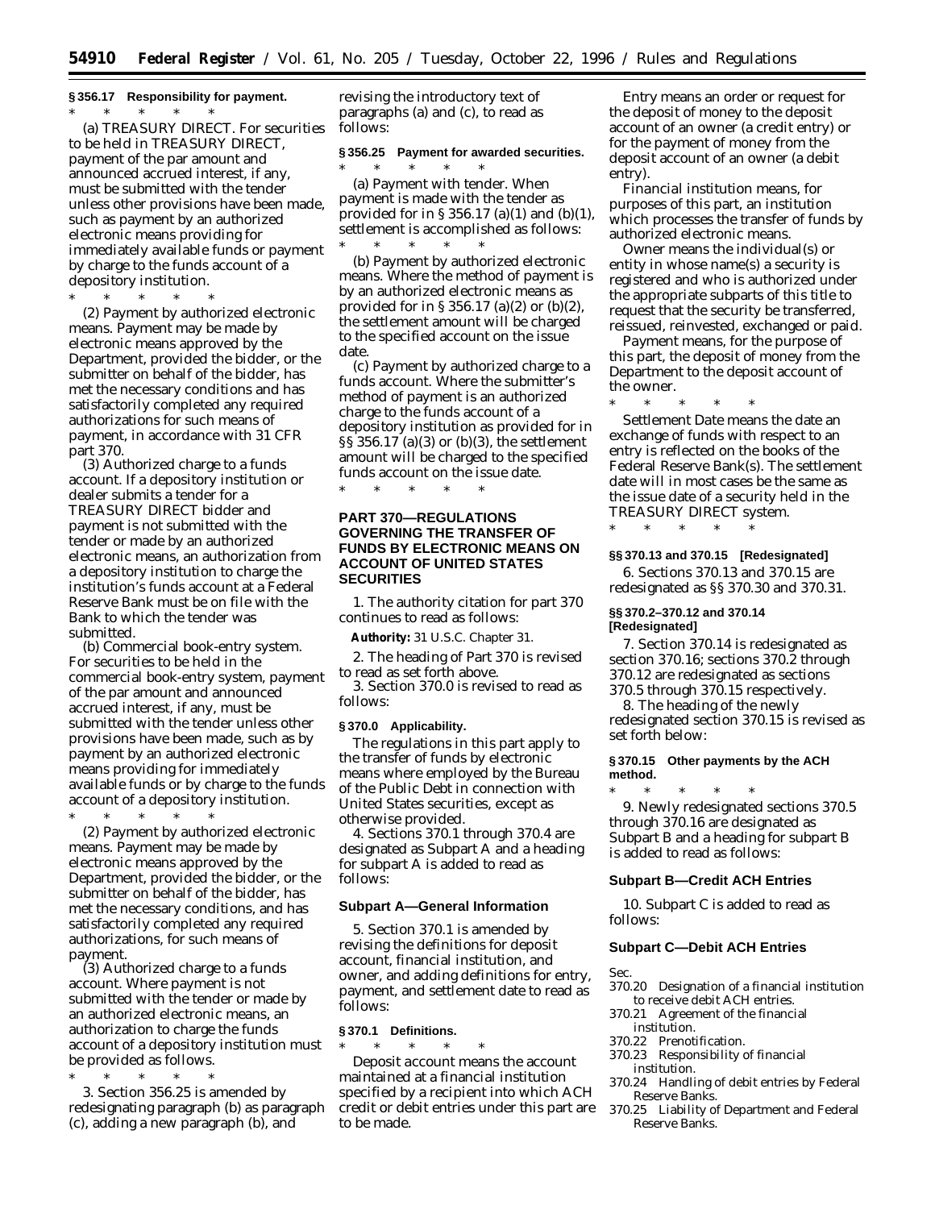**§ 356.17 Responsibility for payment.**

\* \* \* \* \*

(a) TREASURY DIRECT. For securities to be held in TREASURY DIRECT, payment of the par amount and announced accrued interest, if any, must be submitted with the tender unless other provisions have been made, such as payment by an authorized electronic means providing for immediately available funds or payment by charge to the funds account of a depository institution.

\* \* \* \* \*

(2) Payment by authorized electronic means. Payment may be made by electronic means approved by the Department, provided the bidder, or the submitter on behalf of the bidder, has met the necessary conditions and has satisfactorily completed any required authorizations for such means of payment, in accordance with 31 CFR part 370.

(3) Authorized charge to a funds account. If a depository institution or dealer submits a tender for a TREASURY DIRECT bidder and payment is not submitted with the tender or made by an authorized electronic means, an authorization from a depository institution to charge the institution's funds account at a Federal Reserve Bank must be on file with the Bank to which the tender was submitted.

(b) Commercial book-entry system. For securities to be held in the commercial book-entry system, payment of the par amount and announced accrued interest, if any, must be submitted with the tender unless other provisions have been made, such as by payment by an authorized electronic means providing for immediately available funds or by charge to the funds account of a depository institution.

\* \* \* \* \*

(2) Payment by authorized electronic means. Payment may be made by electronic means approved by the Department, provided the bidder, or the submitter on behalf of the bidder, has met the necessary conditions, and has satisfactorily completed any required authorizations, for such means of payment.

(3) Authorized charge to a funds account. Where payment is not submitted with the tender or made by an authorized electronic means, an authorization to charge the funds account of a depository institution must be provided as follows.

\* \* \* \* \*

3. Section 356.25 is amended by redesignating paragraph (b) as paragraph (c), adding a new paragraph (b), and revising the introductory text of paragraphs (a) and (c), to read as follows:

**§ 356.25 Payment for awarded securities.**

\* \* \* \* \*

(a) Payment with tender. When payment is made with the tender as provided for in § 356.17 (a)(1) and (b)(1), settlement is accomplished as follows:

\* \* \* \* \*

(b) Payment by authorized electronic means. Where the method of payment is by an authorized electronic means as provided for in § 356.17 (a)(2) or (b)(2), the settlement amount will be charged to the specified account on the issue date.

(c) Payment by authorized charge to a funds account. Where the submitter's method of payment is an authorized charge to the funds account of a depository institution as provided for in §§ 356.17 (a)(3) or (b)(3), the settlement amount will be charged to the specified funds account on the issue date.

\* \* \* \* \*

## PART 370—REGULATIONS GOVERNING THE TRANSFER OF FUNDS BY ELECTRONIC MEANS ON ACCOUNT OF UNITED STATES SECURITIES

1. The authority citation for part 370 continues to read as follows:

**Authority:** 31 U.S.C. Chapter 31.

2. The heading of Part 370 is revised to read as set forth above.

3. Section 370.0 is revised to read as follows:

**§ 370.0 Applicability.**

The regulations in this part apply to the transfer of funds by electronic means where employed by the Bureau of the Public Debt in connection with United States securities, except as otherwise provided.

4. Sections 370.1 through 370.4 are designated as Subpart A and a heading for subpart A is added to read as follows:

### Subpart A—General Information

5. Section 370.1 is amended by revising the definitions for deposit account, financial institution, and owner, and adding definitions for entry, payment, and settlement date to read as follows:

**§ 370.1 Definitions.**

\* \* \* \* \*

*Deposit account* means the account maintained at a financial institution specified by a recipient into which ACH credit or debit entries under this part are to be made.

*Entry* means an order or request for the deposit of money to the deposit account of an owner (a credit entry) or for the payment of money from the deposit account of an owner (a debit entry).

*Financial institution* means, for purposes of this part, an institution which processes the transfer of funds by authorized electronic means.

*Owner* means the individual(s) or entity in whose name(s) a security is registered and who is authorized under the appropriate subparts of this title to request that the security be transferred, reissued, reinvested, exchanged or paid.

*Payment* means, for the purpose of this part, the deposit of money from the Department to the deposit account of the owner.

\* \* \* \* \*

*Settlement Date* means the date an exchange of funds with respect to an entry is reflected on the books of the Federal Reserve Bank(s). The settlement date will in most cases be the same as the issue date of a security held in the TREASURY DIRECT system.

\* \* \* \* \*

**§§ 370.13 and 370.15 [Redesignated]**

6. Sections 370.13 and 370.15 are redesignated as §§ 370.30 and 370.31.

**§§ 370.2–370.12 and 370.14 [Redesignated]**

7. Section 370.14 is redesignated as section 370.16; sections 370.2 through 370.12 are redesignated as sections 370.5 through 370.15 respectively.

8. The heading of the newly redesignated section 370.15 is revised as set forth below:

**§ 370.15 Other payments by the ACH method.**

\* \* \* \* \*

9. Newly redesignated sections 370.5 through 370.16 are designated as Subpart B and a heading for subpart B is added to read as follows:

### Subpart B—Credit ACH Entries

10. Subpart C is added to read as follows:

### Subpart C—Debit ACH Entries

Sec.

370.20 Designation of a financial institution to receive debit ACH entries.
370.21 Agreement of the financial institution.
370.22 Prenotification.
370.23 Responsibility of financial institution.
370.24 Handling of debit entries by Federal Reserve Banks.
370.25 Liability of Department and Federal Reserve Banks.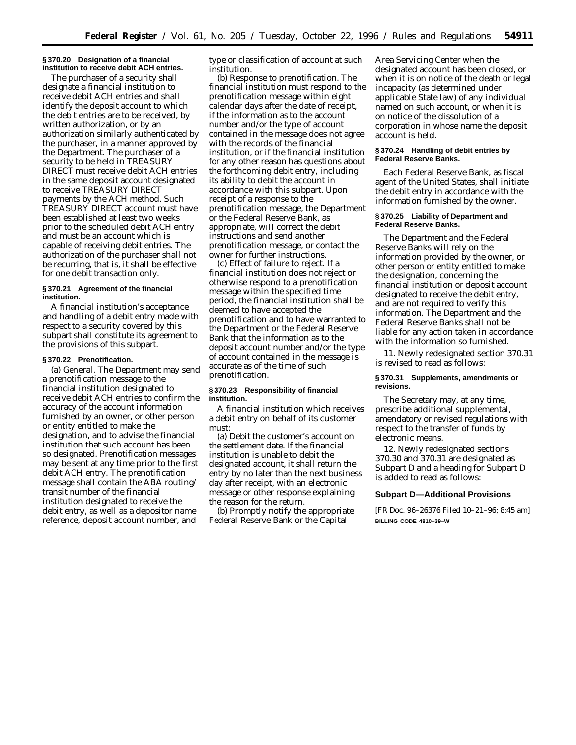### § 370.20 Designation of a financial institution to receive debit ACH entries.

The purchaser of a security shall designate a financial institution to receive debit ACH entries and shall identify the deposit account to which the debit entries are to be received, by written authorization, or by an authorization similarly authenticated by the purchaser, in a manner approved by the Department. The purchaser of a security to be held in TREASURY DIRECT must receive debit ACH entries in the same deposit account designated to receive TREASURY DIRECT payments by the ACH method. Such TREASURY DIRECT account must have been established at least two weeks prior to the scheduled debit ACH entry and must be an account which is capable of receiving debit entries. The authorization of the purchaser shall not be recurring, that is, it shall be effective for one debit transaction only.

### § 370.21 Agreement of the financial institution.

A financial institution's acceptance and handling of a debit entry made with respect to a security covered by this subpart shall constitute its agreement to the provisions of this subpart.

### § 370.22 Prenotification.

(a) *General.* The Department may send a prenotification message to the financial institution designated to receive debit ACH entries to confirm the accuracy of the account information furnished by an owner, or other person or entity entitled to make the designation, and to advise the financial institution that such account has been so designated. Prenotification messages may be sent at any time prior to the first debit ACH entry. The prenotification message shall contain the ABA routing/transit number of the financial institution designated to receive the debit entry, as well as a depositor name reference, deposit account number, and type or classification of account at such institution.

(b) *Response to prenotification.* The financial institution must respond to the prenotification message within eight calendar days after the date of receipt, if the information as to the account number and/or the type of account contained in the message does not agree with the records of the financial institution, or if the financial institution for any other reason has questions about the forthcoming debit entry, including its ability to debit the account in accordance with this subpart. Upon receipt of a response to the prenotification message, the Department or the Federal Reserve Bank, as appropriate, will correct the debit instructions and send another prenotification message, or contact the owner for further instructions.

(c) *Effect of failure to reject.* If a financial institution does not reject or otherwise respond to a prenotification message within the specified time period, the financial institution shall be deemed to have accepted the prenotification and to have warranted to the Department or the Federal Reserve Bank that the information as to the deposit account number and/or the type of account contained in the message is accurate as of the time of such prenotification.

### § 370.23 Responsibility of financial institution.

A financial institution which receives a debit entry on behalf of its customer must:

(a) Debit the customer's account on the settlement date. If the financial institution is unable to debit the designated account, it shall return the entry by no later than the next business day after receipt, with an electronic message or other response explaining the reason for the return.

(b) Promptly notify the appropriate Federal Reserve Bank or the Capital Area Servicing Center when the designated account has been closed, or when it is on notice of the death or legal incapacity (as determined under applicable State law) of any individual named on such account, or when it is on notice of the dissolution of a corporation in whose name the deposit account is held.

### § 370.24 Handling of debit entries by Federal Reserve Banks.

Each Federal Reserve Bank, as fiscal agent of the United States, shall initiate the debit entry in accordance with the information furnished by the owner.

### § 370.25 Liability of Department and Federal Reserve Banks.

The Department and the Federal Reserve Banks will rely on the information provided by the owner, or other person or entity entitled to make the designation, concerning the financial institution or deposit account designated to receive the debit entry, and are not required to verify this information. The Department and the Federal Reserve Banks shall not be liable for any action taken in accordance with the information so furnished.

11. Newly redesignated section 370.31 is revised to read as follows:

### § 370.31 Supplements, amendments or revisions.

The Secretary may, at any time, prescribe additional supplemental, amendatory or revised regulations with respect to the transfer of funds by electronic means.

12. Newly redesignated sections 370.30 and 370.31 are designated as Subpart D and a heading for Subpart D is added to read as follows:

## Subpart D—Additional Provisions

[FR Doc. 96–26376 Filed 10–21–96; 8:45 am]

**BILLING CODE 4810–39–W**